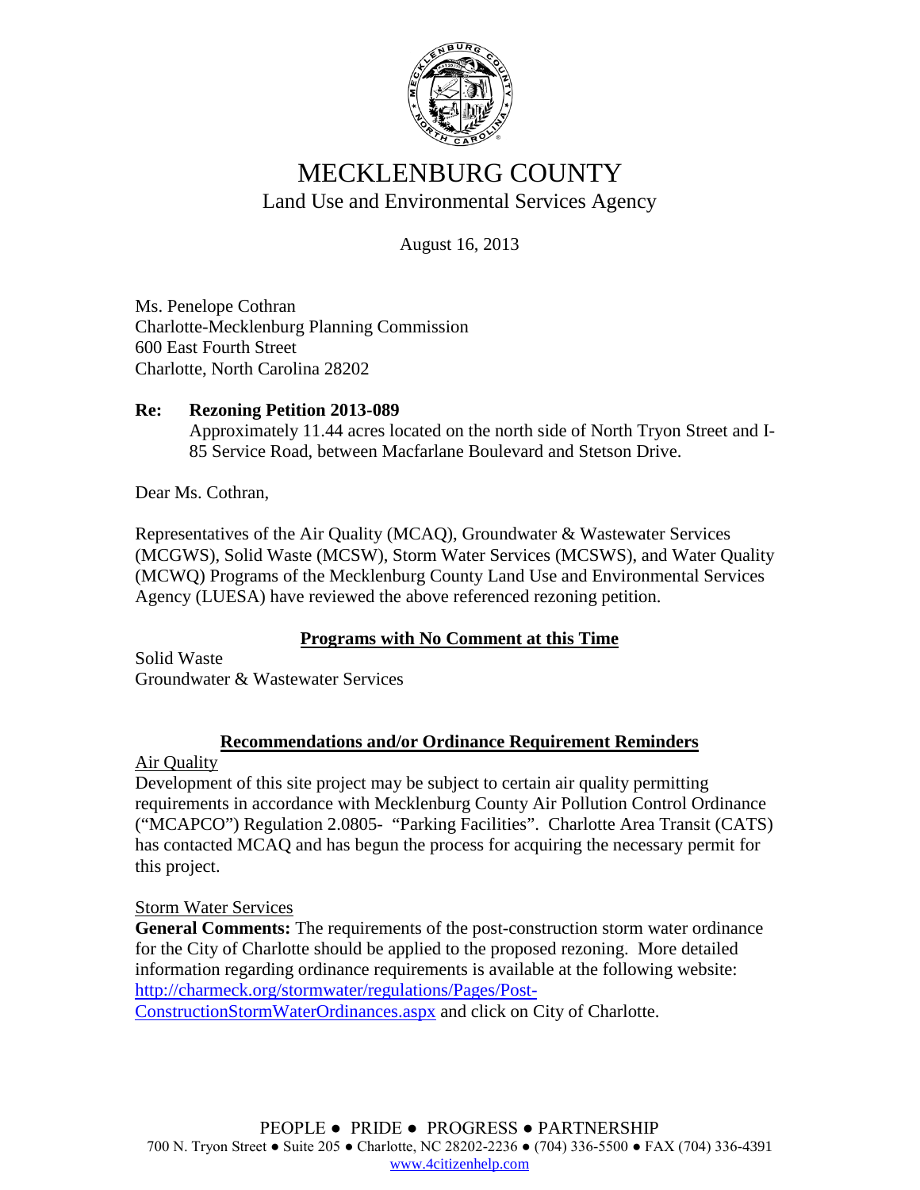# MECKLENBURG COUNTY

Land Use and Environmental Services Agency

August 16, 2013

Ms. Penelope Cothran
Charlotte-Mecklenburg Planning Commission
600 East Fourth Street
Charlotte, North Carolina 28202

**Re: Rezoning Petition 2013-089**
Approximately 11.44 acres located on the north side of North Tryon Street and I-85 Service Road, between Macfarlane Boulevard and Stetson Drive.

Dear Ms. Cothran,

Representatives of the Air Quality (MCAQ), Groundwater & Wastewater Services (MCGWS), Solid Waste (MCSW), Storm Water Services (MCSWS), and Water Quality (MCWQ) Programs of the Mecklenburg County Land Use and Environmental Services Agency (LUESA) have reviewed the above referenced rezoning petition.

## Programs with No Comment at this Time

Solid Waste
Groundwater & Wastewater Services

## Recommendations and/or Ordinance Requirement Reminders

Air Quality

Development of this site project may be subject to certain air quality permitting requirements in accordance with Mecklenburg County Air Pollution Control Ordinance ("MCAPCO") Regulation 2.0805- "Parking Facilities". Charlotte Area Transit (CATS) has contacted MCAQ and has begun the process for acquiring the necessary permit for this project.

Storm Water Services

**General Comments:** The requirements of the post-construction storm water ordinance for the City of Charlotte should be applied to the proposed rezoning. More detailed information regarding ordinance requirements is available at the following website: http://charmeck.org/stormwater/regulations/Pages/Post-ConstructionStormWaterOrdinances.aspx and click on City of Charlotte.

PEOPLE ● PRIDE ● PROGRESS ● PARTNERSHIP
700 N. Tryon Street ● Suite 205 ● Charlotte, NC 28202-2236 ● (704) 336-5500 ● FAX (704) 336-4391
www.4citizenhelp.com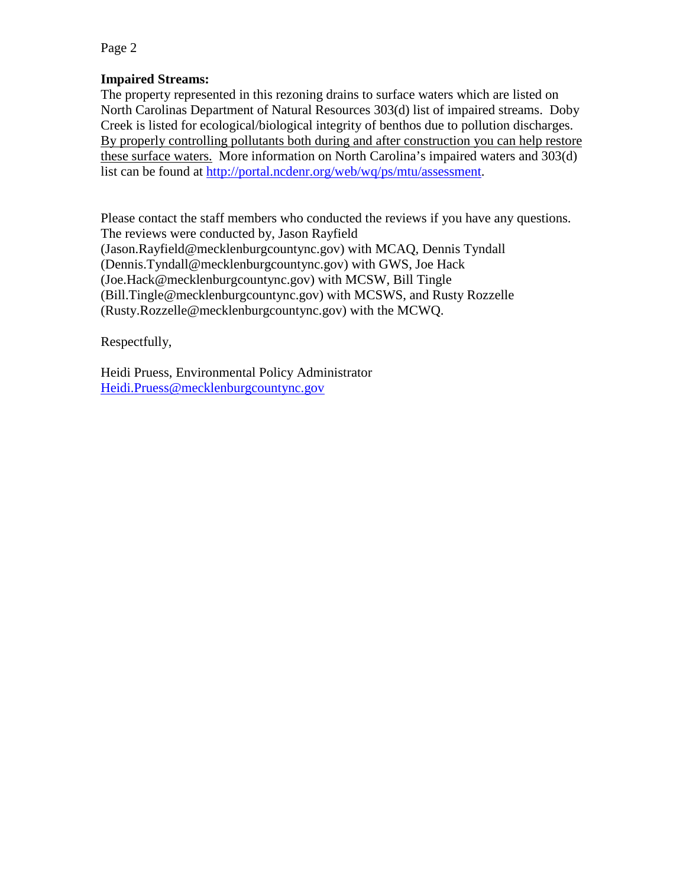**Impaired Streams:**
The property represented in this rezoning drains to surface waters which are listed on North Carolinas Department of Natural Resources 303(d) list of impaired streams. Doby Creek is listed for ecological/biological integrity of benthos due to pollution discharges. <u>By properly controlling pollutants both during and after construction you can help restore these surface waters.</u> More information on North Carolina's impaired waters and 303(d) list can be found at [http://portal.ncdenr.org/web/wq/ps/mtu/assessment](http://portal.ncdenr.org/web/wq/ps/mtu/assessment).

Please contact the staff members who conducted the reviews if you have any questions. The reviews were conducted by, Jason Rayfield (Jason.Rayfield@mecklenburgcountync.gov) with MCAQ, Dennis Tyndall (Dennis.Tyndall@mecklenburgcountync.gov) with GWS, Joe Hack (Joe.Hack@mecklenburgcountync.gov) with MCSW, Bill Tingle (Bill.Tingle@mecklenburgcountync.gov) with MCSWS, and Rusty Rozzelle (Rusty.Rozzelle@mecklenburgcountync.gov) with the MCWQ.

Respectfully,

Heidi Pruess, Environmental Policy Administrator
[Heidi.Pruess@mecklenburgcountync.gov](mailto:Heidi.Pruess@mecklenburgcountync.gov)